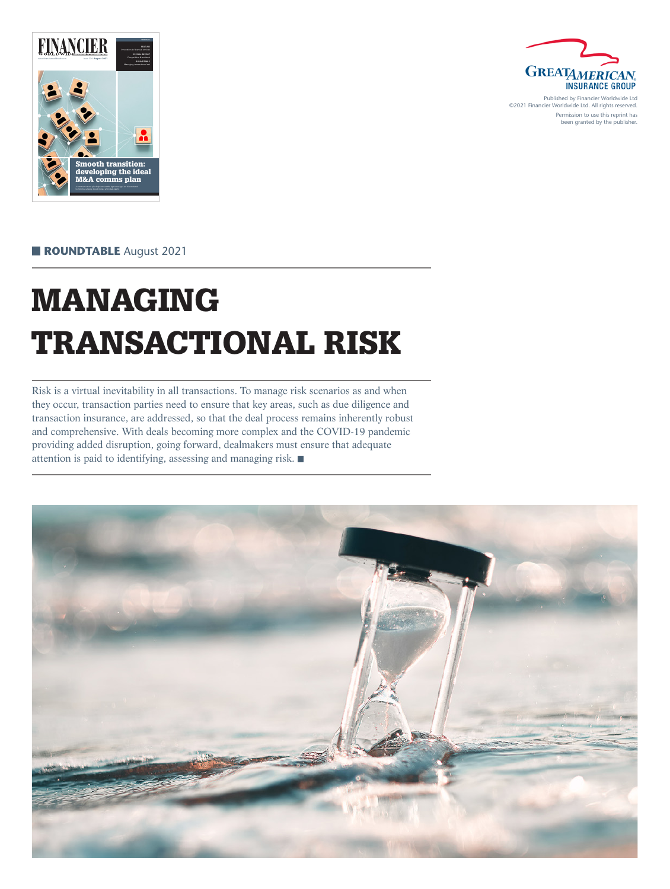Published by Financier Worldwide Ltd
©2021 Financier Worldwide Ltd. All rights reserved.
Permission to use this reprint has been granted by the publisher.

**ROUNDTABLE** August 2021

# MANAGING TRANSACTIONAL RISK

Risk is a virtual inevitability in all transactions. To manage risk scenarios as and when they occur, transaction parties need to ensure that key areas, such as due diligence and transaction insurance, are addressed, so that the deal process remains inherently robust and comprehensive. With deals becoming more complex and the COVID-19 pandemic providing added disruption, going forward, dealmakers must ensure that adequate attention is paid to identifying, assessing and managing risk. ■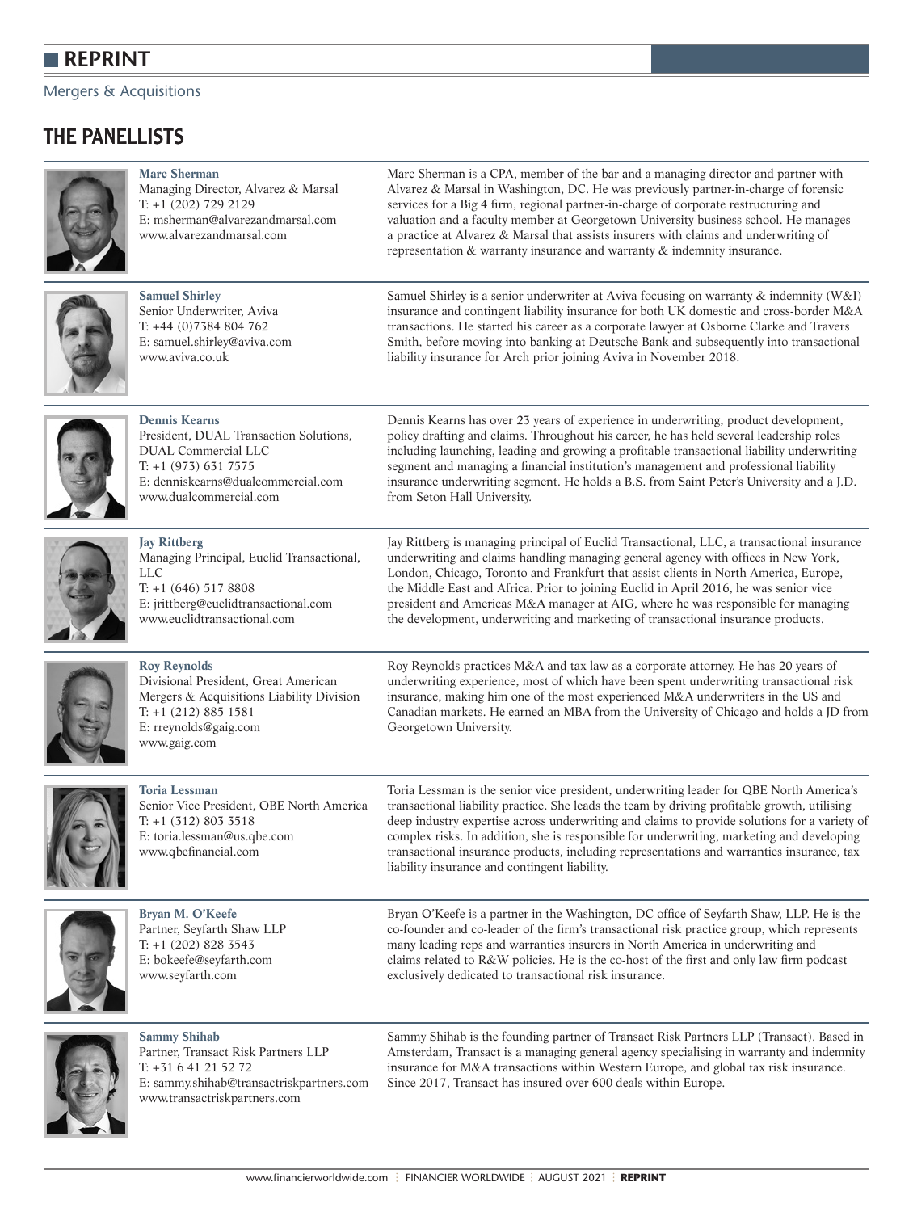# REPRINT

Mergers & Acquisitions

## THE PANELLISTS

**Marc Sherman**
Managing Director, Alvarez & Marsal
T: +1 (202) 729 2129
E: msherman@alvarezandmarsal.com
www.alvarezandmarsal.com

Marc Sherman is a CPA, member of the bar and a managing director and partner with Alvarez & Marsal in Washington, DC. He was previously partner-in-charge of forensic services for a Big 4 firm, regional partner-in-charge of corporate restructuring and valuation and a faculty member at Georgetown University business school. He manages a practice at Alvarez & Marsal that assists insurers with claims and underwriting of representation & warranty insurance and warranty & indemnity insurance.

**Samuel Shirley**
Senior Underwriter, Aviva
T: +44 (0)7384 804 762
E: samuel.shirley@aviva.com
www.aviva.co.uk

Samuel Shirley is a senior underwriter at Aviva focusing on warranty & indemnity (W&I) insurance and contingent liability insurance for both UK domestic and cross-border M&A transactions. He started his career as a corporate lawyer at Osborne Clarke and Travers Smith, before moving into banking at Deutsche Bank and subsequently into transactional liability insurance for Arch prior joining Aviva in November 2018.

**Dennis Kearns**
President, DUAL Transaction Solutions, DUAL Commercial LLC
T: +1 (973) 631 7575
E: denniskearns@dualcommercial.com
www.dualcommercial.com

Dennis Kearns has over 23 years of experience in underwriting, product development, policy drafting and claims. Throughout his career, he has held several leadership roles including launching, leading and growing a profitable transactional liability underwriting segment and managing a financial institution's management and professional liability insurance underwriting segment. He holds a B.S. from Saint Peter's University and a J.D. from Seton Hall University.

**Jay Rittberg**
Managing Principal, Euclid Transactional, LLC
T: +1 (646) 517 8808
E: jrittberg@euclidtransactional.com
www.euclidtransactional.com

Jay Rittberg is managing principal of Euclid Transactional, LLC, a transactional insurance underwriting and claims handling managing general agency with offices in New York, London, Chicago, Toronto and Frankfurt that assist clients in North America, Europe, the Middle East and Africa. Prior to joining Euclid in April 2016, he was senior vice president and Americas M&A manager at AIG, where he was responsible for managing the development, underwriting and marketing of transactional insurance products.

**Roy Reynolds**
Divisional President, Great American Mergers & Acquisitions Liability Division
T: +1 (212) 885 1581
E: rreynolds@gaig.com
www.gaig.com

Roy Reynolds practices M&A and tax law as a corporate attorney. He has 20 years of underwriting experience, most of which have been spent underwriting transactional risk insurance, making him one of the most experienced M&A underwriters in the US and Canadian markets. He earned an MBA from the University of Chicago and holds a JD from Georgetown University.

**Toria Lessman**
Senior Vice President, QBE North America
T: +1 (312) 803 3518
E: toria.lessman@us.qbe.com
www.qbefinancial.com

Toria Lessman is the senior vice president, underwriting leader for QBE North America's transactional liability practice. She leads the team by driving profitable growth, utilising deep industry expertise across underwriting and claims to provide solutions for a variety of complex risks. In addition, she is responsible for underwriting, marketing and developing transactional insurance products, including representations and warranties insurance, tax liability insurance and contingent liability.

**Bryan M. O'Keefe**
Partner, Seyfarth Shaw LLP
T: +1 (202) 828 3543
E: bokeefe@seyfarth.com
www.seyfarth.com

Bryan O'Keefe is a partner in the Washington, DC office of Seyfarth Shaw, LLP. He is the co-founder and co-leader of the firm's transactional risk practice group, which represents many leading reps and warranties insurers in North America in underwriting and claims related to R&W policies. He is the co-host of the first and only law firm podcast exclusively dedicated to transactional risk insurance.

**Sammy Shihab**
Partner, Transact Risk Partners LLP
T: +31 6 41 21 52 72
E: sammy.shihab@transactriskpartners.com
www.transactriskpartners.com

Sammy Shihab is the founding partner of Transact Risk Partners LLP (Transact). Based in Amsterdam, Transact is a managing general agency specialising in warranty and indemnity insurance for M&A transactions within Western Europe, and global tax risk insurance. Since 2017, Transact has insured over 600 deals within Europe.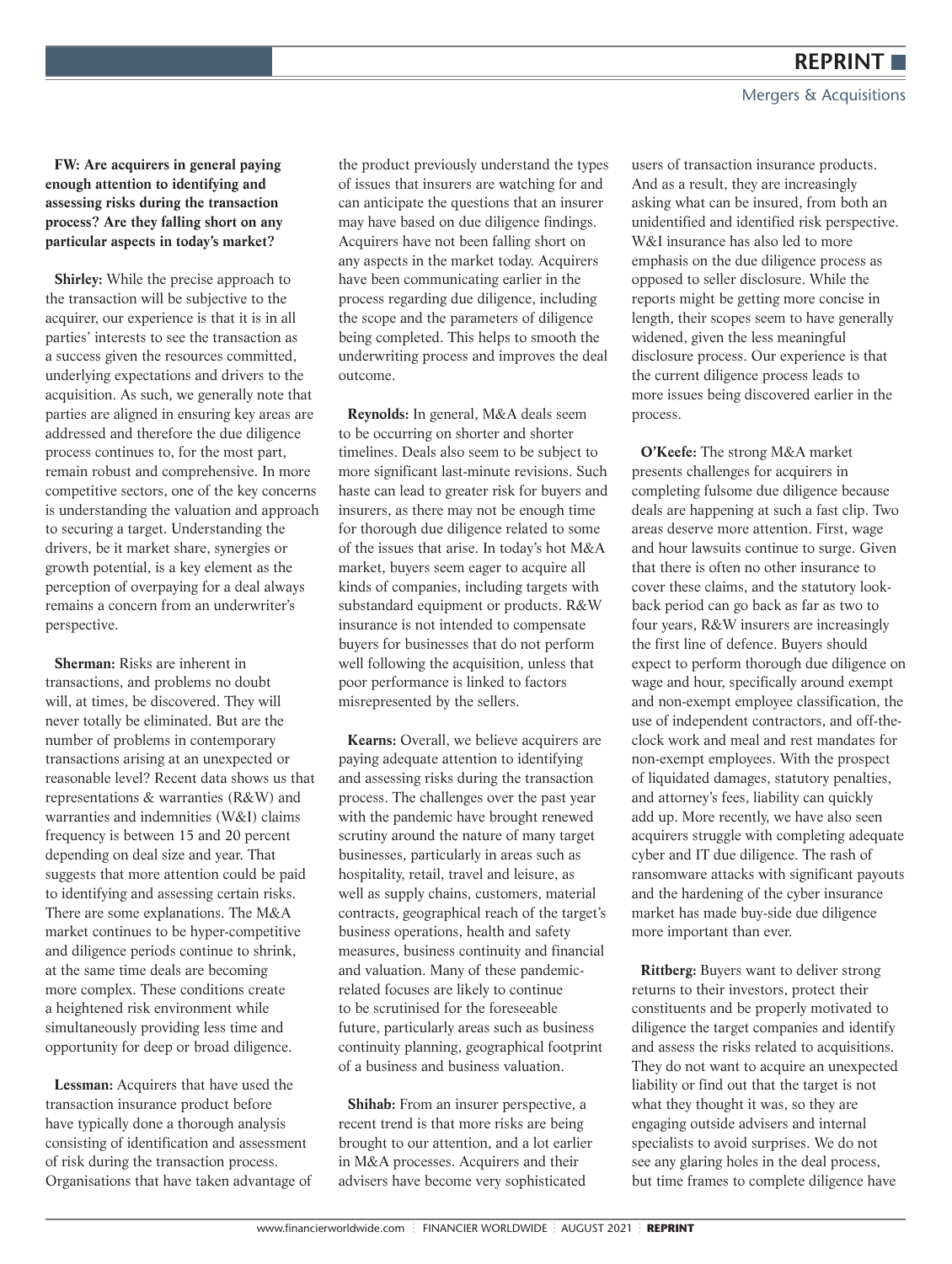**FW: Are acquirers in general paying enough attention to identifying and assessing risks during the transaction process? Are they falling short on any particular aspects in today's market?**

**Shirley:** While the precise approach to the transaction will be subjective to the acquirer, our experience is that it is in all parties' interests to see the transaction as a success given the resources committed, underlying expectations and drivers to the acquisition. As such, we generally note that parties are aligned in ensuring key areas are addressed and therefore the due diligence process continues to, for the most part, remain robust and comprehensive. In more competitive sectors, one of the key concerns is understanding the valuation and approach to securing a target. Understanding the drivers, be it market share, synergies or growth potential, is a key element as the perception of overpaying for a deal always remains a concern from an underwriter's perspective.

**Sherman:** Risks are inherent in transactions, and problems no doubt will, at times, be discovered. They will never totally be eliminated. But are the number of problems in contemporary transactions arising at an unexpected or reasonable level? Recent data shows us that representations & warranties (R&W) and warranties and indemnities (W&I) claims frequency is between 15 and 20 percent depending on deal size and year. That suggests that more attention could be paid to identifying and assessing certain risks. There are some explanations. The M&A market continues to be hyper-competitive and diligence periods continue to shrink, at the same time deals are becoming more complex. These conditions create a heightened risk environment while simultaneously providing less time and opportunity for deep or broad diligence.

**Lessman:** Acquirers that have used the transaction insurance product before have typically done a thorough analysis consisting of identification and assessment of risk during the transaction process. Organisations that have taken advantage of the product previously understand the types of issues that insurers are watching for and can anticipate the questions that an insurer may have based on due diligence findings. Acquirers have not been falling short on any aspects in the market today. Acquirers have been communicating earlier in the process regarding due diligence, including the scope and the parameters of diligence being completed. This helps to smooth the underwriting process and improves the deal outcome.

**Reynolds:** In general, M&A deals seem to be occurring on shorter and shorter timelines. Deals also seem to be subject to more significant last-minute revisions. Such haste can lead to greater risk for buyers and insurers, as there may not be enough time for thorough due diligence related to some of the issues that arise. In today's hot M&A market, buyers seem eager to acquire all kinds of companies, including targets with substandard equipment or products. R&W insurance is not intended to compensate buyers for businesses that do not perform well following the acquisition, unless that poor performance is linked to factors misrepresented by the sellers.

**Kearns:** Overall, we believe acquirers are paying adequate attention to identifying and assessing risks during the transaction process. The challenges over the past year with the pandemic have brought renewed scrutiny around the nature of many target businesses, particularly in areas such as hospitality, retail, travel and leisure, as well as supply chains, customers, material contracts, geographical reach of the target's business operations, health and safety measures, business continuity and financial and valuation. Many of these pandemic-related focuses are likely to continue to be scrutinised for the foreseeable future, particularly areas such as business continuity planning, geographical footprint of a business and business valuation.

**Shihab:** From an insurer perspective, a recent trend is that more risks are being brought to our attention, and a lot earlier in M&A processes. Acquirers and their advisers have become very sophisticated users of transaction insurance products. And as a result, they are increasingly asking what can be insured, from both an unidentified and identified risk perspective. W&I insurance has also led to more emphasis on the due diligence process as opposed to seller disclosure. While the reports might be getting more concise in length, their scopes seem to have generally widened, given the less meaningful disclosure process. Our experience is that the current diligence process leads to more issues being discovered earlier in the process.

**O'Keefe:** The strong M&A market presents challenges for acquirers in completing fulsome due diligence because deals are happening at such a fast clip. Two areas deserve more attention. First, wage and hour lawsuits continue to surge. Given that there is often no other insurance to cover these claims, and the statutory look-back period can go back as far as two to four years, R&W insurers are increasingly the first line of defence. Buyers should expect to perform thorough due diligence on wage and hour, specifically around exempt and non-exempt employee classification, the use of independent contractors, and off-the-clock work and meal and rest mandates for non-exempt employees. With the prospect of liquidated damages, statutory penalties, and attorney's fees, liability can quickly add up. More recently, we have also seen acquirers struggle with completing adequate cyber and IT due diligence. The rash of ransomware attacks with significant payouts and the hardening of the cyber insurance market has made buy-side due diligence more important than ever.

**Rittberg:** Buyers want to deliver strong returns to their investors, protect their constituents and be properly motivated to diligence the target companies and identify and assess the risks related to acquisitions. They do not want to acquire an unexpected liability or find out that the target is not what they thought it was, so they are engaging outside advisers and internal specialists to avoid surprises. We do not see any glaring holes in the deal process, but time frames to complete diligence have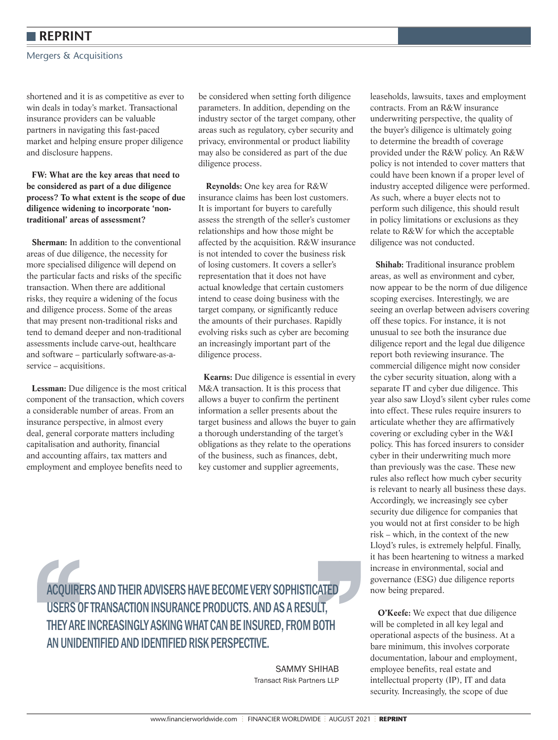shortened and it is as competitive as ever to win deals in today's market. Transactional insurance providers can be valuable partners in navigating this fast-paced market and helping ensure proper diligence and disclosure happens.

**FW: What are the key areas that need to be considered as part of a due diligence process? To what extent is the scope of due diligence widening to incorporate 'non-traditional' areas of assessment?**

**Sherman:** In addition to the conventional areas of due diligence, the necessity for more specialised diligence will depend on the particular facts and risks of the specific transaction. When there are additional risks, they require a widening of the focus and diligence process. Some of the areas that may present non-traditional risks and tend to demand deeper and non-traditional assessments include carve-out, healthcare and software – particularly software-as-a-service – acquisitions.

**Lessman:** Due diligence is the most critical component of the transaction, which covers a considerable number of areas. From an insurance perspective, in almost every deal, general corporate matters including capitalisation and authority, financial and accounting affairs, tax matters and employment and employee benefits need to be considered when setting forth diligence parameters. In addition, depending on the industry sector of the target company, other areas such as regulatory, cyber security and privacy, environmental or product liability may also be considered as part of the due diligence process.

**Reynolds:** One key area for R&W insurance claims has been lost customers. It is important for buyers to carefully assess the strength of the seller's customer relationships and how those might be affected by the acquisition. R&W insurance is not intended to cover the business risk of losing customers. It covers a seller's representation that it does not have actual knowledge that certain customers intend to cease doing business with the target company, or significantly reduce the amounts of their purchases. Rapidly evolving risks such as cyber are becoming an increasingly important part of the diligence process.

**Kearns:** Due diligence is essential in every M&A transaction. It is this process that allows a buyer to confirm the pertinent information a seller presents about the target business and allows the buyer to gain a thorough understanding of the target's obligations as they relate to the operations of the business, such as finances, debt, key customer and supplier agreements, leaseholds, lawsuits, taxes and employment contracts. From an R&W insurance underwriting perspective, the quality of the buyer's diligence is ultimately going to determine the breadth of coverage provided under the R&W policy. An R&W policy is not intended to cover matters that could have been known if a proper level of industry accepted diligence were performed. As such, where a buyer elects not to perform such diligence, this should result in policy limitations or exclusions as they relate to R&W for which the acceptable diligence was not conducted.

**Shihab:** Traditional insurance problem areas, as well as environment and cyber, now appear to be the norm of due diligence scoping exercises. Interestingly, we are seeing an overlap between advisers covering off these topics. For instance, it is not unusual to see both the insurance due diligence report and the legal due diligence report both reviewing insurance. The commercial diligence might now consider the cyber security situation, along with a separate IT and cyber due diligence. This year also saw Lloyd's silent cyber rules come into effect. These rules require insurers to articulate whether they are affirmatively covering or excluding cyber in the W&I policy. This has forced insurers to consider cyber in their underwriting much more than previously was the case. These new rules also reflect how much cyber security is relevant to nearly all business these days. Accordingly, we increasingly see cyber security due diligence for companies that you would not at first consider to be high risk – which, in the context of the new Lloyd's rules, is extremely helpful. Finally, it has been heartening to witness a marked increase in environmental, social and governance (ESG) due diligence reports now being prepared.

**O'Keefe:** We expect that due diligence will be completed in all key legal and operational aspects of the business. At a bare minimum, this involves corporate documentation, labour and employment, employee benefits, real estate and intellectual property (IP), IT and data security. Increasingly, the scope of due

> "ACQUIRERS AND THEIR ADVISERS HAVE BECOME VERY SOPHISTICATED USERS OF TRANSACTION INSURANCE PRODUCTS. AND AS A RESULT, THEY ARE INCREASINGLY ASKING WHAT CAN BE INSURED, FROM BOTH AN UNIDENTIFIED AND IDENTIFIED RISK PERSPECTIVE."
>
> SAMMY SHIHAB
> Transact Risk Partners LLP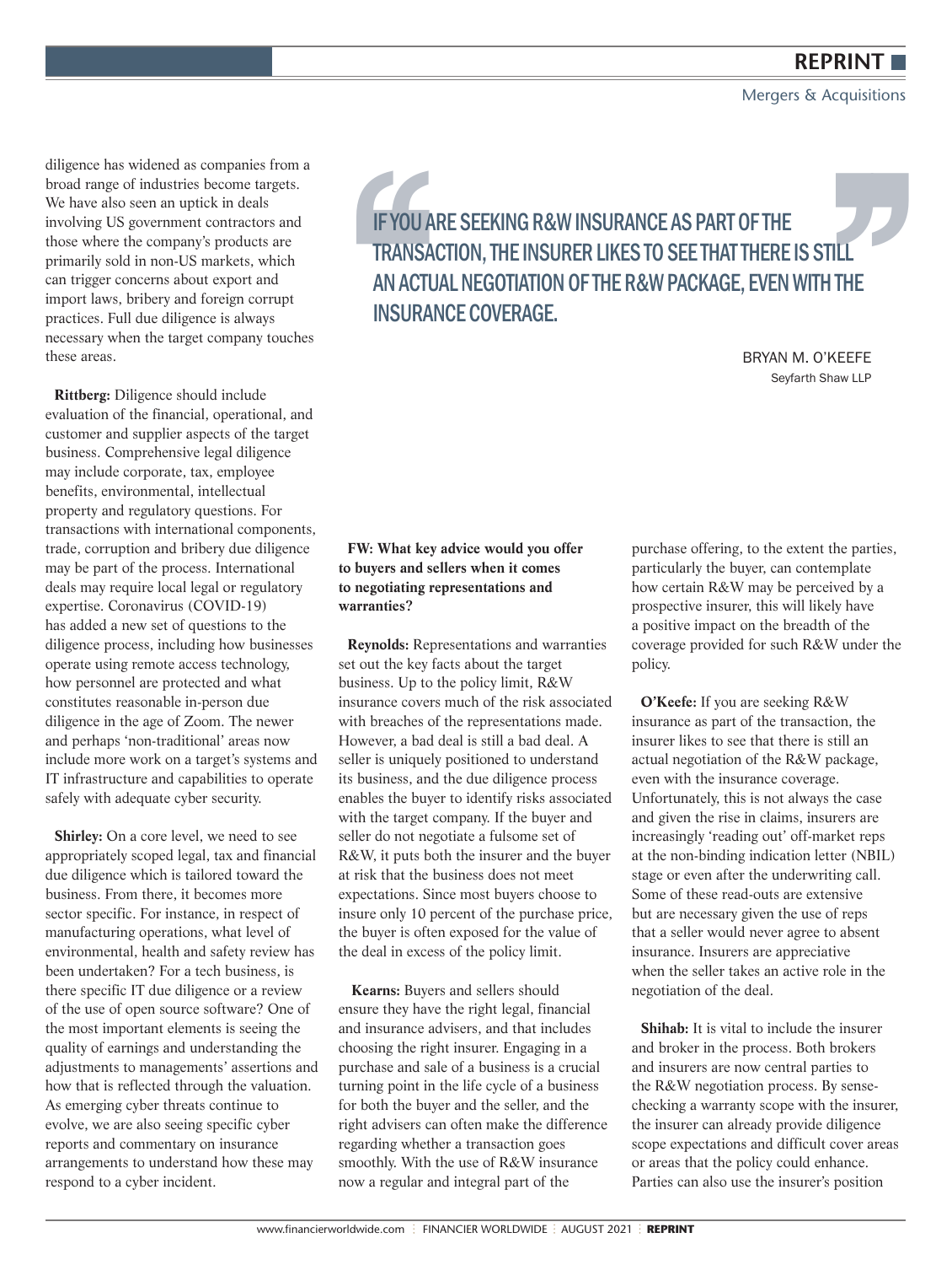diligence has widened as companies from a broad range of industries become targets. We have also seen an uptick in deals involving US government contractors and those where the company's products are primarily sold in non-US markets, which can trigger concerns about export and import laws, bribery and foreign corrupt practices. Full due diligence is always necessary when the target company touches these areas.

**Rittberg:** Diligence should include evaluation of the financial, operational, and customer and supplier aspects of the target business. Comprehensive legal diligence may include corporate, tax, employee benefits, environmental, intellectual property and regulatory questions. For transactions with international components, trade, corruption and bribery due diligence may be part of the process. International deals may require local legal or regulatory expertise. Coronavirus (COVID-19) has added a new set of questions to the diligence process, including how businesses operate using remote access technology, how personnel are protected and what constitutes reasonable in-person due diligence in the age of Zoom. The newer and perhaps 'non-traditional' areas now include more work on a target's systems and IT infrastructure and capabilities to operate safely with adequate cyber security.

**Shirley:** On a core level, we need to see appropriately scoped legal, tax and financial due diligence which is tailored toward the business. From there, it becomes more sector specific. For instance, in respect of manufacturing operations, what level of environmental, health and safety review has been undertaken? For a tech business, is there specific IT due diligence or a review of the use of open source software? One of the most important elements is seeing the quality of earnings and understanding the adjustments to managements' assertions and how that is reflected through the valuation. As emerging cyber threats continue to evolve, we are also seeing specific cyber reports and commentary on insurance arrangements to understand how these may respond to a cyber incident.

> "IF YOU ARE SEEKING R&W INSURANCE AS PART OF THE TRANSACTION, THE INSURER LIKES TO SEE THAT THERE IS STILL AN ACTUAL NEGOTIATION OF THE R&W PACKAGE, EVEN WITH THE INSURANCE COVERAGE."
>
> BRYAN M. O'KEEFE
> Seyfarth Shaw LLP

**FW: What key advice would you offer to buyers and sellers when it comes to negotiating representations and warranties?**

**Reynolds:** Representations and warranties set out the key facts about the target business. Up to the policy limit, R&W insurance covers much of the risk associated with breaches of the representations made. However, a bad deal is still a bad deal. A seller is uniquely positioned to understand its business, and the due diligence process enables the buyer to identify risks associated with the target company. If the buyer and seller do not negotiate a fulsome set of R&W, it puts both the insurer and the buyer at risk that the business does not meet expectations. Since most buyers choose to insure only 10 percent of the purchase price, the buyer is often exposed for the value of the deal in excess of the policy limit.

**Kearns:** Buyers and sellers should ensure they have the right legal, financial and insurance advisers, and that includes choosing the right insurer. Engaging in a purchase and sale of a business is a crucial turning point in the life cycle of a business for both the buyer and the seller, and the right advisers can often make the difference regarding whether a transaction goes smoothly. With the use of R&W insurance now a regular and integral part of the purchase offering, to the extent the parties, particularly the buyer, can contemplate how certain R&W may be perceived by a prospective insurer, this will likely have a positive impact on the breadth of the coverage provided for such R&W under the policy.

**O'Keefe:** If you are seeking R&W insurance as part of the transaction, the insurer likes to see that there is still an actual negotiation of the R&W package, even with the insurance coverage. Unfortunately, this is not always the case and given the rise in claims, insurers are increasingly 'reading out' off-market reps at the non-binding indication letter (NBIL) stage or even after the underwriting call. Some of these read-outs are extensive but are necessary given the use of reps that a seller would never agree to absent insurance. Insurers are appreciative when the seller takes an active role in the negotiation of the deal.

**Shihab:** It is vital to include the insurer and broker in the process. Both brokers and insurers are now central parties to the R&W negotiation process. By sense-checking a warranty scope with the insurer, the insurer can already provide diligence scope expectations and difficult cover areas or areas that the policy could enhance. Parties can also use the insurer's position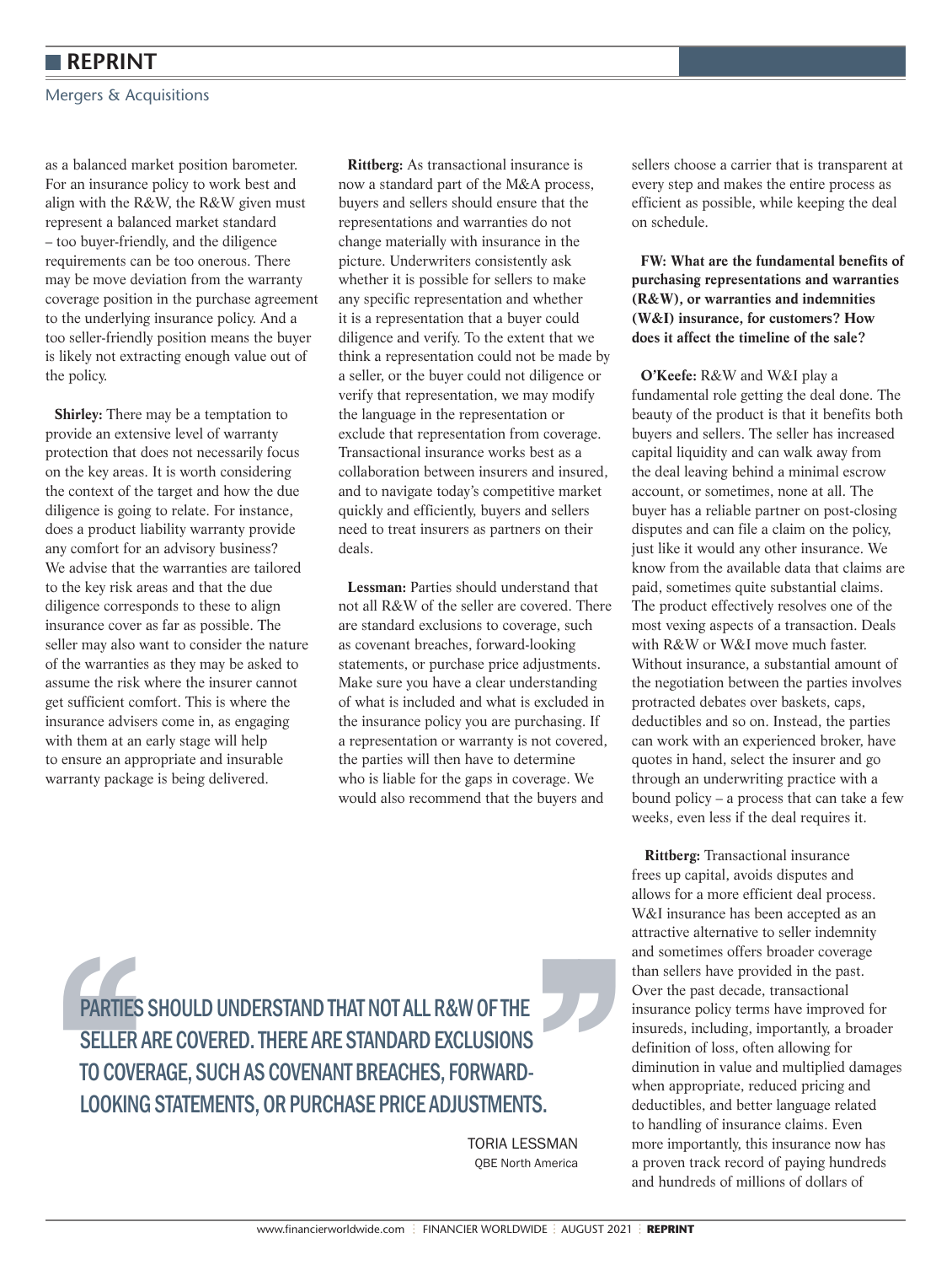as a balanced market position barometer. For an insurance policy to work best and align with the R&W, the R&W given must represent a balanced market standard – too buyer-friendly, and the diligence requirements can be too onerous. There may be move deviation from the warranty coverage position in the purchase agreement to the underlying insurance policy. And a too seller-friendly position means the buyer is likely not extracting enough value out of the policy.

**Shirley:** There may be a temptation to provide an extensive level of warranty protection that does not necessarily focus on the key areas. It is worth considering the context of the target and how the due diligence is going to relate. For instance, does a product liability warranty provide any comfort for an advisory business? We advise that the warranties are tailored to the key risk areas and that the due diligence corresponds to these to align insurance cover as far as possible. The seller may also want to consider the nature of the warranties as they may be asked to assume the risk where the insurer cannot get sufficient comfort. This is where the insurance advisers come in, as engaging with them at an early stage will help to ensure an appropriate and insurable warranty package is being delivered.

**Rittberg:** As transactional insurance is now a standard part of the M&A process, buyers and sellers should ensure that the representations and warranties do not change materially with insurance in the picture. Underwriters consistently ask whether it is possible for sellers to make any specific representation and whether it is a representation that a buyer could diligence and verify. To the extent that we think a representation could not be made by a seller, or the buyer could not diligence or verify that representation, we may modify the language in the representation or exclude that representation from coverage. Transactional insurance works best as a collaboration between insurers and insured, and to navigate today's competitive market quickly and efficiently, buyers and sellers need to treat insurers as partners on their deals.

**Lessman:** Parties should understand that not all R&W of the seller are covered. There are standard exclusions to coverage, such as covenant breaches, forward-looking statements, or purchase price adjustments. Make sure you have a clear understanding of what is included and what is excluded in the insurance policy you are purchasing. If a representation or warranty is not covered, the parties will then have to determine who is liable for the gaps in coverage. We would also recommend that the buyers and sellers choose a carrier that is transparent at every step and makes the entire process as efficient as possible, while keeping the deal on schedule.

> PARTIES SHOULD UNDERSTAND THAT NOT ALL R&W OF THE SELLER ARE COVERED. THERE ARE STANDARD EXCLUSIONS TO COVERAGE, SUCH AS COVENANT BREACHES, FORWARD-LOOKING STATEMENTS, OR PURCHASE PRICE ADJUSTMENTS.
>
> TORIA LESSMAN
> QBE North America

**FW: What are the fundamental benefits of purchasing representations and warranties (R&W), or warranties and indemnities (W&I) insurance, for customers? How does it affect the timeline of the sale?**

**O'Keefe:** R&W and W&I play a fundamental role getting the deal done. The beauty of the product is that it benefits both buyers and sellers. The seller has increased capital liquidity and can walk away from the deal leaving behind a minimal escrow account, or sometimes, none at all. The buyer has a reliable partner on post-closing disputes and can file a claim on the policy, just like it would any other insurance. We know from the available data that claims are paid, sometimes quite substantial claims. The product effectively resolves one of the most vexing aspects of a transaction. Deals with R&W or W&I move much faster. Without insurance, a substantial amount of the negotiation between the parties involves protracted debates over baskets, caps, deductibles and so on. Instead, the parties can work with an experienced broker, have quotes in hand, select the insurer and go through an underwriting practice with a bound policy – a process that can take a few weeks, even less if the deal requires it.

**Rittberg:** Transactional insurance frees up capital, avoids disputes and allows for a more efficient deal process. W&I insurance has been accepted as an attractive alternative to seller indemnity and sometimes offers broader coverage than sellers have provided in the past. Over the past decade, transactional insurance policy terms have improved for insureds, including, importantly, a broader definition of loss, often allowing for diminution in value and multiplied damages when appropriate, reduced pricing and deductibles, and better language related to handling of insurance claims. Even more importantly, this insurance now has a proven track record of paying hundreds and hundreds of millions of dollars of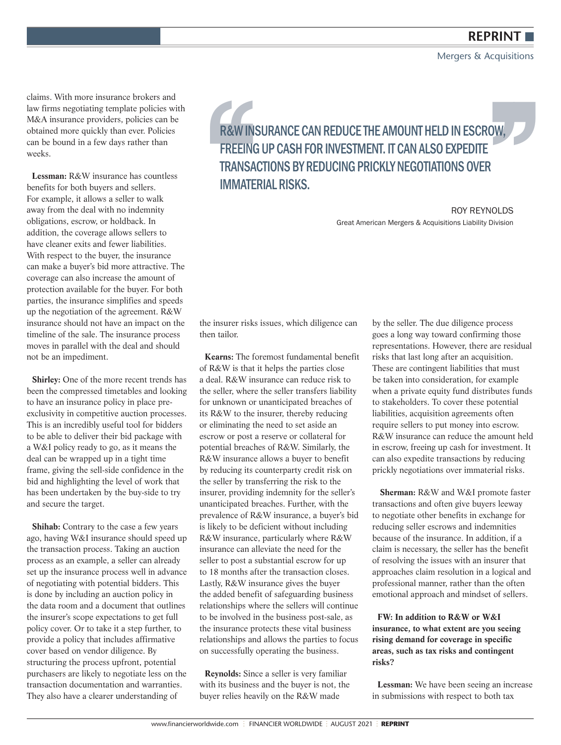claims. With more insurance brokers and law firms negotiating template policies with M&A insurance providers, policies can be obtained more quickly than ever. Policies can be bound in a few days rather than weeks.

**Lessman:** R&W insurance has countless benefits for both buyers and sellers. For example, it allows a seller to walk away from the deal with no indemnity obligations, escrow, or holdback. In addition, the coverage allows sellers to have cleaner exits and fewer liabilities. With respect to the buyer, the insurance can make a buyer's bid more attractive. The coverage can also increase the amount of protection available for the buyer. For both parties, the insurance simplifies and speeds up the negotiation of the agreement. R&W insurance should not have an impact on the timeline of the sale. The insurance process moves in parallel with the deal and should not be an impediment.

**Shirley:** One of the more recent trends has been the compressed timetables and looking to have an insurance policy in place pre-exclusivity in competitive auction processes. This is an incredibly useful tool for bidders to be able to deliver their bid package with a W&I policy ready to go, as it means the deal can be wrapped up in a tight time frame, giving the sell-side confidence in the bid and highlighting the level of work that has been undertaken by the buy-side to try and secure the target.

**Shihab:** Contrary to the case a few years ago, having W&I insurance should speed up the transaction process. Taking an auction process as an example, a seller can already set up the insurance process well in advance of negotiating with potential bidders. This is done by including an auction policy in the data room and a document that outlines the insurer's scope expectations to get full policy cover. Or to take it a step further, to provide a policy that includes affirmative cover based on vendor diligence. By structuring the process upfront, potential purchasers are likely to negotiate less on the transaction documentation and warranties. They also have a clearer understanding of the insurer risks issues, which diligence can then tailor.

**Kearns:** The foremost fundamental benefit of R&W is that it helps the parties close a deal. R&W insurance can reduce risk to the seller, where the seller transfers liability for unknown or unanticipated breaches of its R&W to the insurer, thereby reducing or eliminating the need to set aside an escrow or post a reserve or collateral for potential breaches of R&W. Similarly, the R&W insurance allows a buyer to benefit by reducing its counterparty credit risk on the seller by transferring the risk to the insurer, providing indemnity for the seller's unanticipated breaches. Further, with the prevalence of R&W insurance, a buyer's bid is likely to be deficient without including R&W insurance, particularly where R&W insurance can alleviate the need for the seller to post a substantial escrow for up to 18 months after the transaction closes. Lastly, R&W insurance gives the buyer the added benefit of safeguarding business relationships where the sellers will continue to be involved in the business post-sale, as the insurance protects these vital business relationships and allows the parties to focus on successfully operating the business.

**Reynolds:** Since a seller is very familiar with its business and the buyer is not, the buyer relies heavily on the R&W made by the seller. The due diligence process goes a long way toward confirming those representations. However, there are residual risks that last long after an acquisition. These are contingent liabilities that must be taken into consideration, for example when a private equity fund distributes funds to stakeholders. To cover these potential liabilities, acquisition agreements often require sellers to put money into escrow. R&W insurance can reduce the amount held in escrow, freeing up cash for investment. It can also expedite transactions by reducing prickly negotiations over immaterial risks.

> "R&W INSURANCE CAN REDUCE THE AMOUNT HELD IN ESCROW, FREEING UP CASH FOR INVESTMENT. IT CAN ALSO EXPEDITE TRANSACTIONS BY REDUCING PRICKLY NEGOTIATIONS OVER IMMATERIAL RISKS."
>
> ROY REYNOLDS
> Great American Mergers & Acquisitions Liability Division

**Sherman:** R&W and W&I promote faster transactions and often give buyers leeway to negotiate other benefits in exchange for reducing seller escrows and indemnities because of the insurance. In addition, if a claim is necessary, the seller has the benefit of resolving the issues with an insurer that approaches claim resolution in a logical and professional manner, rather than the often emotional approach and mindset of sellers.

**FW: In addition to R&W or W&I insurance, to what extent are you seeing rising demand for coverage in specific areas, such as tax risks and contingent risks?**

**Lessman:** We have been seeing an increase in submissions with respect to both tax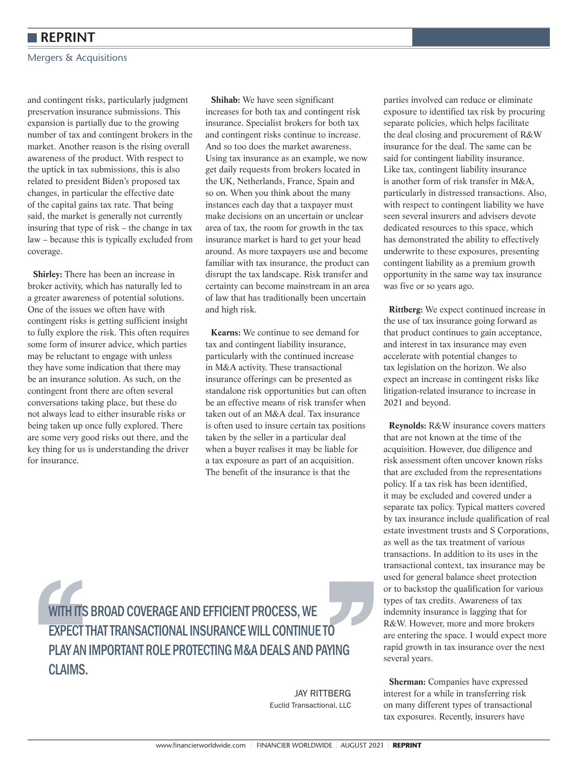and contingent risks, particularly judgment preservation insurance submissions. This expansion is partially due to the growing number of tax and contingent brokers in the market. Another reason is the rising overall awareness of the product. With respect to the uptick in tax submissions, this is also related to president Biden's proposed tax changes, in particular the effective date of the capital gains tax rate. That being said, the market is generally not currently insuring that type of risk – the change in tax law – because this is typically excluded from coverage.

**Shirley:** There has been an increase in broker activity, which has naturally led to a greater awareness of potential solutions. One of the issues we often have with contingent risks is getting sufficient insight to fully explore the risk. This often requires some form of insurer advice, which parties may be reluctant to engage with unless they have some indication that there may be an insurance solution. As such, on the contingent front there are often several conversations taking place, but these do not always lead to either insurable risks or being taken up once fully explored. There are some very good risks out there, and the key thing for us is understanding the driver for insurance.

**Shihab:** We have seen significant increases for both tax and contingent risk insurance. Specialist brokers for both tax and contingent risks continue to increase. And so too does the market awareness. Using tax insurance as an example, we now get daily requests from brokers located in the UK, Netherlands, France, Spain and so on. When you think about the many instances each day that a taxpayer must make decisions on an uncertain or unclear area of tax, the room for growth in the tax insurance market is hard to get your head around. As more taxpayers use and become familiar with tax insurance, the product can disrupt the tax landscape. Risk transfer and certainty can become mainstream in an area of law that has traditionally been uncertain and high risk.

**Kearns:** We continue to see demand for tax and contingent liability insurance, particularly with the continued increase in M&A activity. These transactional insurance offerings can be presented as standalone risk opportunities but can often be an effective means of risk transfer when taken out of an M&A deal. Tax insurance is often used to insure certain tax positions taken by the seller in a particular deal when a buyer realises it may be liable for a tax exposure as part of an acquisition. The benefit of the insurance is that the parties involved can reduce or eliminate exposure to identified tax risk by procuring separate policies, which helps facilitate the deal closing and procurement of R&W insurance for the deal. The same can be said for contingent liability insurance. Like tax, contingent liability insurance is another form of risk transfer in M&A, particularly in distressed transactions. Also, with respect to contingent liability we have seen several insurers and advisers devote dedicated resources to this space, which has demonstrated the ability to effectively underwrite to these exposures, presenting contingent liability as a premium growth opportunity in the same way tax insurance was five or so years ago.

> WITH ITS BROAD COVERAGE AND EFFICIENT PROCESS, WE EXPECT THAT TRANSACTIONAL INSURANCE WILL CONTINUE TO PLAY AN IMPORTANT ROLE PROTECTING M&A DEALS AND PAYING CLAIMS.
>
> JAY RITTBERG
> Euclid Transactional, LLC

**Rittberg:** We expect continued increase in the use of tax insurance going forward as that product continues to gain acceptance, and interest in tax insurance may even accelerate with potential changes to tax legislation on the horizon. We also expect an increase in contingent risks like litigation-related insurance to increase in 2021 and beyond.

**Reynolds:** R&W insurance covers matters that are not known at the time of the acquisition. However, due diligence and risk assessment often uncover known risks that are excluded from the representations policy. If a tax risk has been identified, it may be excluded and covered under a separate tax policy. Typical matters covered by tax insurance include qualification of real estate investment trusts and S Corporations, as well as the tax treatment of various transactions. In addition to its uses in the transactional context, tax insurance may be used for general balance sheet protection or to backstop the qualification for various types of tax credits. Awareness of tax indemnity insurance is lagging that for R&W. However, more and more brokers are entering the space. I would expect more rapid growth in tax insurance over the next several years.

**Sherman:** Companies have expressed interest for a while in transferring risk on many different types of transactional tax exposures. Recently, insurers have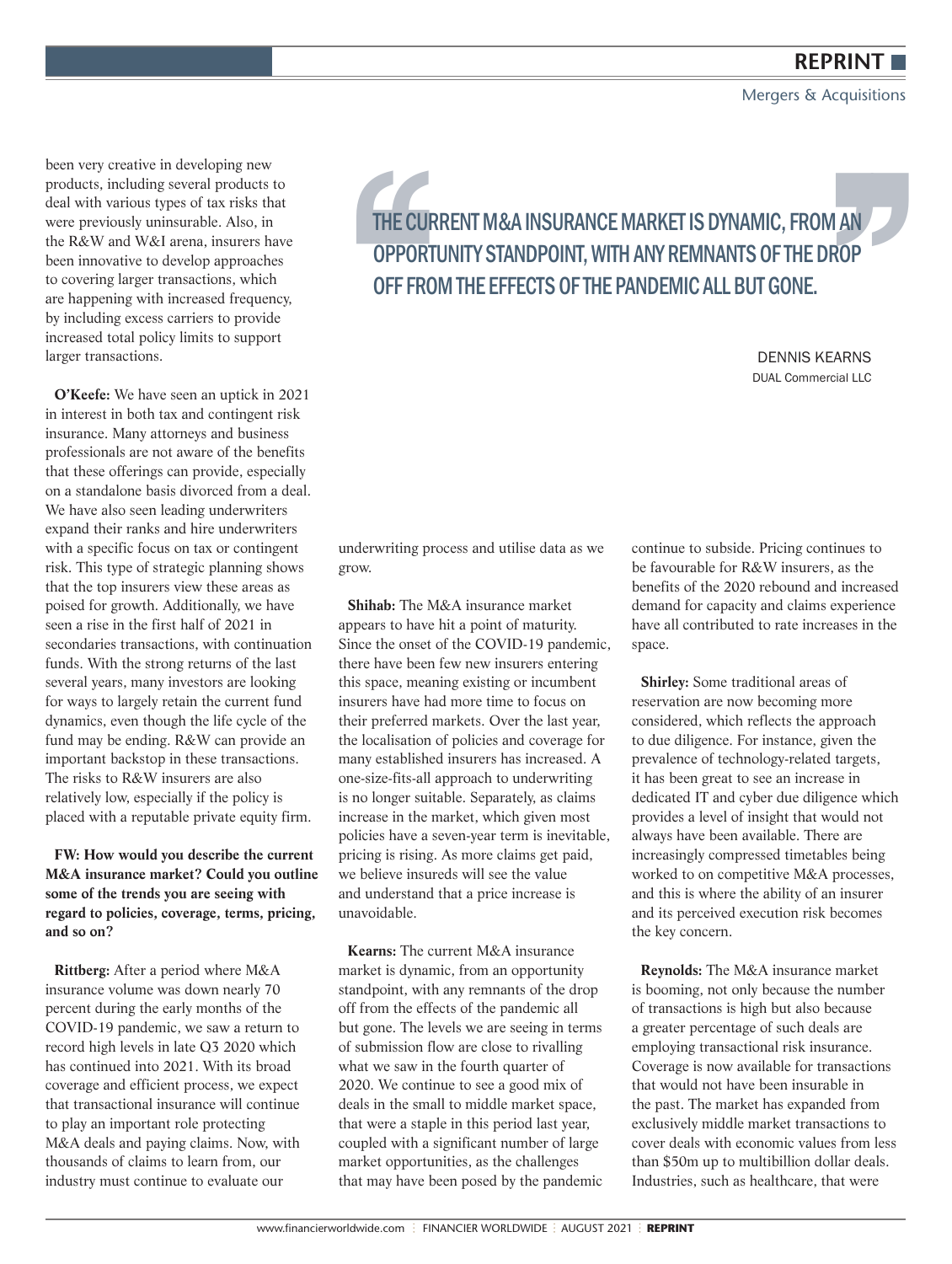been very creative in developing new products, including several products to deal with various types of tax risks that were previously uninsurable. Also, in the R&W and W&I arena, insurers have been innovative to develop approaches to covering larger transactions, which are happening with increased frequency, by including excess carriers to provide increased total policy limits to support larger transactions.

**O'Keefe:** We have seen an uptick in 2021 in interest in both tax and contingent risk insurance. Many attorneys and business professionals are not aware of the benefits that these offerings can provide, especially on a standalone basis divorced from a deal. We have also seen leading underwriters expand their ranks and hire underwriters with a specific focus on tax or contingent risk. This type of strategic planning shows that the top insurers view these areas as poised for growth. Additionally, we have seen a rise in the first half of 2021 in secondaries transactions, with continuation funds. With the strong returns of the last several years, many investors are looking for ways to largely retain the current fund dynamics, even though the life cycle of the fund may be ending. R&W can provide an important backstop in these transactions. The risks to R&W insurers are also relatively low, especially if the policy is placed with a reputable private equity firm.

> "THE CURRENT M&A INSURANCE MARKET IS DYNAMIC, FROM AN OPPORTUNITY STANDPOINT, WITH ANY REMNANTS OF THE DROP OFF FROM THE EFFECTS OF THE PANDEMIC ALL BUT GONE."
>
> DENNIS KEARNS
> DUAL Commercial LLC

**FW: How would you describe the current M&A insurance market? Could you outline some of the trends you are seeing with regard to policies, coverage, terms, pricing, and so on?**

**Rittberg:** After a period where M&A insurance volume was down nearly 70 percent during the early months of the COVID-19 pandemic, we saw a return to record high levels in late Q3 2020 which has continued into 2021. With its broad coverage and efficient process, we expect that transactional insurance will continue to play an important role protecting M&A deals and paying claims. Now, with thousands of claims to learn from, our industry must continue to evaluate our underwriting process and utilise data as we grow.

**Shihab:** The M&A insurance market appears to have hit a point of maturity. Since the onset of the COVID-19 pandemic, there have been few new insurers entering this space, meaning existing or incumbent insurers have had more time to focus on their preferred markets. Over the last year, the localisation of policies and coverage for many established insurers has increased. A one-size-fits-all approach to underwriting is no longer suitable. Separately, as claims increase in the market, which given most policies have a seven-year term is inevitable, pricing is rising. As more claims get paid, we believe insureds will see the value and understand that a price increase is unavoidable.

**Kearns:** The current M&A insurance market is dynamic, from an opportunity standpoint, with any remnants of the drop off from the effects of the pandemic all but gone. The levels we are seeing in terms of submission flow are close to rivalling what we saw in the fourth quarter of 2020. We continue to see a good mix of deals in the small to middle market space, that were a staple in this period last year, coupled with a significant number of large market opportunities, as the challenges that may have been posed by the pandemic continue to subside. Pricing continues to be favourable for R&W insurers, as the benefits of the 2020 rebound and increased demand for capacity and claims experience have all contributed to rate increases in the space.

**Shirley:** Some traditional areas of reservation are now becoming more considered, which reflects the approach to due diligence. For instance, given the prevalence of technology-related targets, it has been great to see an increase in dedicated IT and cyber due diligence which provides a level of insight that would not always have been available. There are increasingly compressed timetables being worked to on competitive M&A processes, and this is where the ability of an insurer and its perceived execution risk becomes the key concern.

**Reynolds:** The M&A insurance market is booming, not only because the number of transactions is high but also because a greater percentage of such deals are employing transactional risk insurance. Coverage is now available for transactions that would not have been insurable in the past. The market has expanded from exclusively middle market transactions to cover deals with economic values from less than $50m up to multibillion dollar deals. Industries, such as healthcare, that were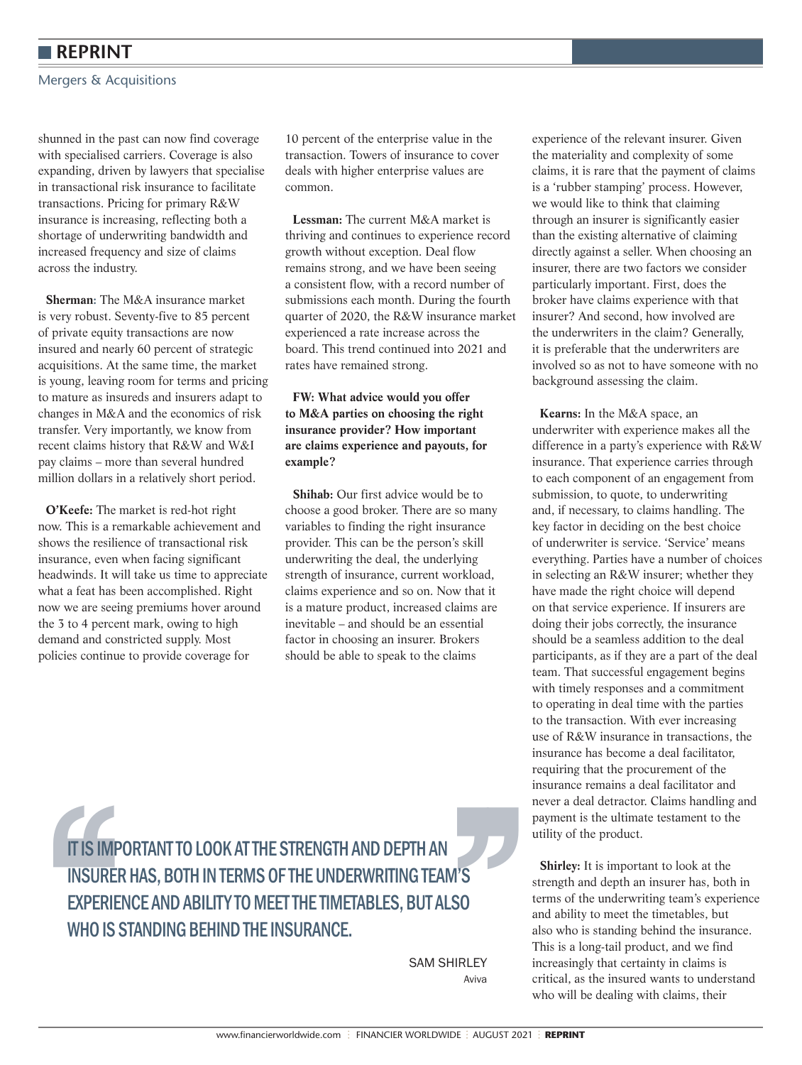shunned in the past can now find coverage with specialised carriers. Coverage is also expanding, driven by lawyers that specialise in transactional risk insurance to facilitate transactions. Pricing for primary R&W insurance is increasing, reflecting both a shortage of underwriting bandwidth and increased frequency and size of claims across the industry.

**Sherman**: The M&A insurance market is very robust. Seventy-five to 85 percent of private equity transactions are now insured and nearly 60 percent of strategic acquisitions. At the same time, the market is young, leaving room for terms and pricing to mature as insureds and insurers adapt to changes in M&A and the economics of risk transfer. Very importantly, we know from recent claims history that R&W and W&I pay claims – more than several hundred million dollars in a relatively short period.

**O'Keefe:** The market is red-hot right now. This is a remarkable achievement and shows the resilience of transactional risk insurance, even when facing significant headwinds. It will take us time to appreciate what a feat has been accomplished. Right now we are seeing premiums hover around the 3 to 4 percent mark, owing to high demand and constricted supply. Most policies continue to provide coverage for 10 percent of the enterprise value in the transaction. Towers of insurance to cover deals with higher enterprise values are common.

**Lessman:** The current M&A market is thriving and continues to experience record growth without exception. Deal flow remains strong, and we have been seeing a consistent flow, with a record number of submissions each month. During the fourth quarter of 2020, the R&W insurance market experienced a rate increase across the board. This trend continued into 2021 and rates have remained strong.

**FW: What advice would you offer to M&A parties on choosing the right insurance provider? How important are claims experience and payouts, for example?**

**Shihab:** Our first advice would be to choose a good broker. There are so many variables to finding the right insurance provider. This can be the person's skill underwriting the deal, the underlying strength of insurance, current workload, claims experience and so on. Now that it is a mature product, increased claims are inevitable – and should be an essential factor in choosing an insurer. Brokers should be able to speak to the claims experience of the relevant insurer. Given the materiality and complexity of some claims, it is rare that the payment of claims is a 'rubber stamping' process. However, we would like to think that claiming through an insurer is significantly easier than the existing alternative of claiming directly against a seller. When choosing an insurer, there are two factors we consider particularly important. First, does the broker have claims experience with that insurer? And second, how involved are the underwriters in the claim? Generally, it is preferable that the underwriters are involved so as not to have someone with no background assessing the claim.

**Kearns:** In the M&A space, an underwriter with experience makes all the difference in a party's experience with R&W insurance. That experience carries through to each component of an engagement from submission, to quote, to underwriting and, if necessary, to claims handling. The key factor in deciding on the best choice of underwriter is service. 'Service' means everything. Parties have a number of choices in selecting an R&W insurer; whether they have made the right choice will depend on that service experience. If insurers are doing their jobs correctly, the insurance should be a seamless addition to the deal participants, as if they are a part of the deal team. That successful engagement begins with timely responses and a commitment to operating in deal time with the parties to the transaction. With ever increasing use of R&W insurance in transactions, the insurance has become a deal facilitator, requiring that the procurement of the insurance remains a deal facilitator and never a deal detractor. Claims handling and payment is the ultimate testament to the utility of the product.

> "IT IS IMPORTANT TO LOOK AT THE STRENGTH AND DEPTH AN INSURER HAS, BOTH IN TERMS OF THE UNDERWRITING TEAM'S EXPERIENCE AND ABILITY TO MEET THE TIMETABLES, BUT ALSO WHO IS STANDING BEHIND THE INSURANCE."
>
> SAM SHIRLEY
> Aviva

**Shirley:** It is important to look at the strength and depth an insurer has, both in terms of the underwriting team's experience and ability to meet the timetables, but also who is standing behind the insurance. This is a long-tail product, and we find increasingly that certainty in claims is critical, as the insured wants to understand who will be dealing with claims, their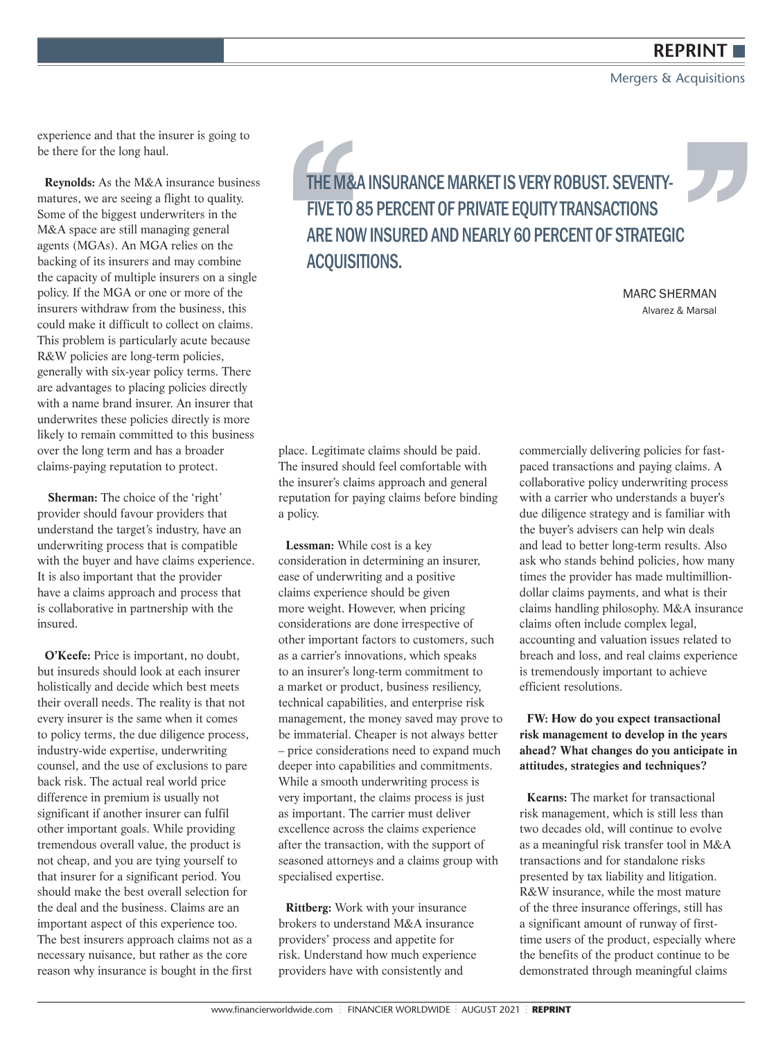experience and that the insurer is going to be there for the long haul.

**Reynolds:** As the M&A insurance business matures, we are seeing a flight to quality. Some of the biggest underwriters in the M&A space are still managing general agents (MGAs). An MGA relies on the backing of its insurers and may combine the capacity of multiple insurers on a single policy. If the MGA or one or more of the insurers withdraw from the business, this could make it difficult to collect on claims. This problem is particularly acute because R&W policies are long-term policies, generally with six-year policy terms. There are advantages to placing policies directly with a name brand insurer. An insurer that underwrites these policies directly is more likely to remain committed to this business over the long term and has a broader claims-paying reputation to protect.

**Sherman:** The choice of the 'right' provider should favour providers that understand the target's industry, have an underwriting process that is compatible with the buyer and have claims experience. It is also important that the provider have a claims approach and process that is collaborative in partnership with the insured.

**O'Keefe:** Price is important, no doubt, but insureds should look at each insurer holistically and decide which best meets their overall needs. The reality is that not every insurer is the same when it comes to policy terms, the due diligence process, industry-wide expertise, underwriting counsel, and the use of exclusions to pare back risk. The actual real world price difference in premium is usually not significant if another insurer can fulfil other important goals. While providing tremendous overall value, the product is not cheap, and you are tying yourself to that insurer for a significant period. You should make the best overall selection for the deal and the business. Claims are an important aspect of this experience too. The best insurers approach claims not as a necessary nuisance, but rather as the core reason why insurance is bought in the first place. Legitimate claims should be paid. The insured should feel comfortable with the insurer's claims approach and general reputation for paying claims before binding a policy.

> "THE M&A INSURANCE MARKET IS VERY ROBUST. SEVENTY-FIVE TO 85 PERCENT OF PRIVATE EQUITY TRANSACTIONS ARE NOW INSURED AND NEARLY 60 PERCENT OF STRATEGIC ACQUISITIONS."
>
> MARC SHERMAN
> Alvarez & Marsal

**Lessman:** While cost is a key consideration in determining an insurer, ease of underwriting and a positive claims experience should be given more weight. However, when pricing considerations are done irrespective of other important factors to customers, such as a carrier's innovations, which speaks to an insurer's long-term commitment to a market or product, business resiliency, technical capabilities, and enterprise risk management, the money saved may prove to be immaterial. Cheaper is not always better – price considerations need to expand much deeper into capabilities and commitments. While a smooth underwriting process is very important, the claims process is just as important. The carrier must deliver excellence across the claims experience after the transaction, with the support of seasoned attorneys and a claims group with specialised expertise.

**Rittberg:** Work with your insurance brokers to understand M&A insurance providers' process and appetite for risk. Understand how much experience providers have with consistently and commercially delivering policies for fast-paced transactions and paying claims. A collaborative policy underwriting process with a carrier who understands a buyer's due diligence strategy and is familiar with the buyer's advisers can help win deals and lead to better long-term results. Also ask who stands behind policies, how many times the provider has made multimillion-dollar claims payments, and what is their claims handling philosophy. M&A insurance claims often include complex legal, accounting and valuation issues related to breach and loss, and real claims experience is tremendously important to achieve efficient resolutions.

**FW: How do you expect transactional risk management to develop in the years ahead? What changes do you anticipate in attitudes, strategies and techniques?**

**Kearns:** The market for transactional risk management, which is still less than two decades old, will continue to evolve as a meaningful risk transfer tool in M&A transactions and for standalone risks presented by tax liability and litigation. R&W insurance, while the most mature of the three insurance offerings, still has a significant amount of runway of first-time users of the product, especially where the benefits of the product continue to be demonstrated through meaningful claims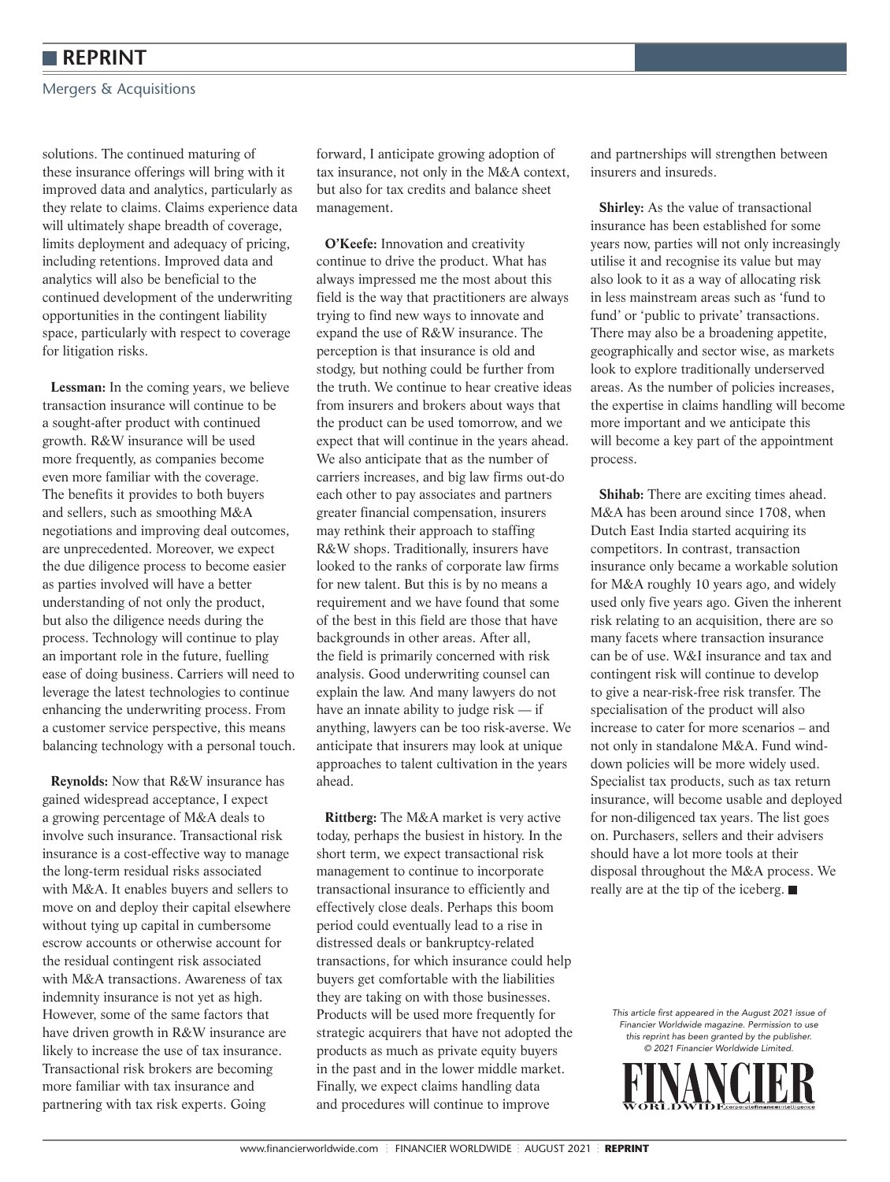solutions. The continued maturing of these insurance offerings will bring with it improved data and analytics, particularly as they relate to claims. Claims experience data will ultimately shape breadth of coverage, limits deployment and adequacy of pricing, including retentions. Improved data and analytics will also be beneficial to the continued development of the underwriting opportunities in the contingent liability space, particularly with respect to coverage for litigation risks.

**Lessman:** In the coming years, we believe transaction insurance will continue to be a sought-after product with continued growth. R&W insurance will be used more frequently, as companies become even more familiar with the coverage. The benefits it provides to both buyers and sellers, such as smoothing M&A negotiations and improving deal outcomes, are unprecedented. Moreover, we expect the due diligence process to become easier as parties involved will have a better understanding of not only the product, but also the diligence needs during the process. Technology will continue to play an important role in the future, fuelling ease of doing business. Carriers will need to leverage the latest technologies to continue enhancing the underwriting process. From a customer service perspective, this means balancing technology with a personal touch.

**Reynolds:** Now that R&W insurance has gained widespread acceptance, I expect a growing percentage of M&A deals to involve such insurance. Transactional risk insurance is a cost-effective way to manage the long-term residual risks associated with M&A. It enables buyers and sellers to move on and deploy their capital elsewhere without tying up capital in cumbersome escrow accounts or otherwise account for the residual contingent risk associated with M&A transactions. Awareness of tax indemnity insurance is not yet as high. However, some of the same factors that have driven growth in R&W insurance are likely to increase the use of tax insurance. Transactional risk brokers are becoming more familiar with tax insurance and partnering with tax risk experts. Going forward, I anticipate growing adoption of tax insurance, not only in the M&A context, but also for tax credits and balance sheet management.

**O'Keefe:** Innovation and creativity continue to drive the product. What has always impressed me the most about this field is the way that practitioners are always trying to find new ways to innovate and expand the use of R&W insurance. The perception is that insurance is old and stodgy, but nothing could be further from the truth. We continue to hear creative ideas from insurers and brokers about ways that the product can be used tomorrow, and we expect that will continue in the years ahead. We also anticipate that as the number of carriers increases, and big law firms out-do each other to pay associates and partners greater financial compensation, insurers may rethink their approach to staffing R&W shops. Traditionally, insurers have looked to the ranks of corporate law firms for new talent. But this is by no means a requirement and we have found that some of the best in this field are those that have backgrounds in other areas. After all, the field is primarily concerned with risk analysis. Good underwriting counsel can explain the law. And many lawyers do not have an innate ability to judge risk — if anything, lawyers can be too risk-averse. We anticipate that insurers may look at unique approaches to talent cultivation in the years ahead.

**Rittberg:** The M&A market is very active today, perhaps the busiest in history. In the short term, we expect transactional risk management to continue to incorporate transactional insurance to efficiently and effectively close deals. Perhaps this boom period could eventually lead to a rise in distressed deals or bankruptcy-related transactions, for which insurance could help buyers get comfortable with the liabilities they are taking on with those businesses. Products will be used more frequently for strategic acquirers that have not adopted the products as much as private equity buyers in the past and in the lower middle market. Finally, we expect claims handling data and procedures will continue to improve and partnerships will strengthen between insurers and insureds.

**Shirley:** As the value of transactional insurance has been established for some years now, parties will not only increasingly utilise it and recognise its value but may also look to it as a way of allocating risk in less mainstream areas such as 'fund to fund' or 'public to private' transactions. There may also be a broadening appetite, geographically and sector wise, as markets look to explore traditionally underserved areas. As the number of policies increases, the expertise in claims handling will become more important and we anticipate this will become a key part of the appointment process.

**Shihab:** There are exciting times ahead. M&A has been around since 1708, when Dutch East India started acquiring its competitors. In contrast, transaction insurance only became a workable solution for M&A roughly 10 years ago, and widely used only five years ago. Given the inherent risk relating to an acquisition, there are so many facets where transaction insurance can be of use. W&I insurance and tax and contingent risk will continue to develop to give a near-risk-free risk transfer. The specialisation of the product will also increase to cater for more scenarios – and not only in standalone M&A. Fund wind-down policies will be more widely used. Specialist tax products, such as tax return insurance, will become usable and deployed for non-diligenced tax years. The list goes on. Purchasers, sellers and their advisers should have a lot more tools at their disposal throughout the M&A process. We really are at the tip of the iceberg. ■

*This article first appeared in the August 2021 issue of Financier Worldwide magazine. Permission to use this reprint has been granted by the publisher. © 2021 Financier Worldwide Limited.*